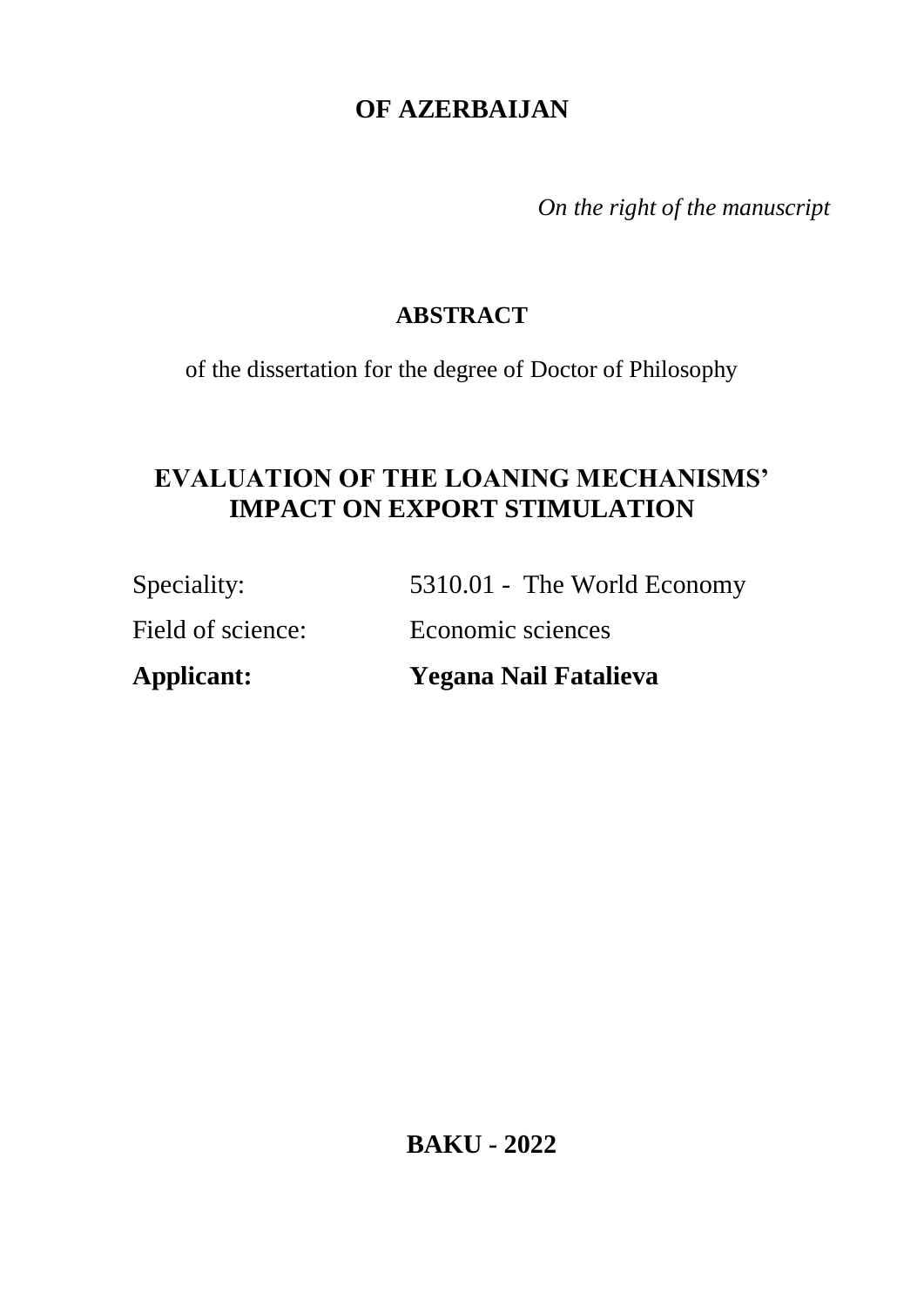**OF AZERBAIJAN**

*On the right of the manuscript*

**ABSTRACT**

of the dissertation for the degree of Doctor of Philosophy

# EVALUATION OF THE LOANING MECHANISMS' IMPACT ON EXPORT STIMULATION

Speciality: 5310.01 - The World Economy

Field of science: Economic sciences

**Applicant: Yegana Nail Fatalieva**

**BAKU - 2022**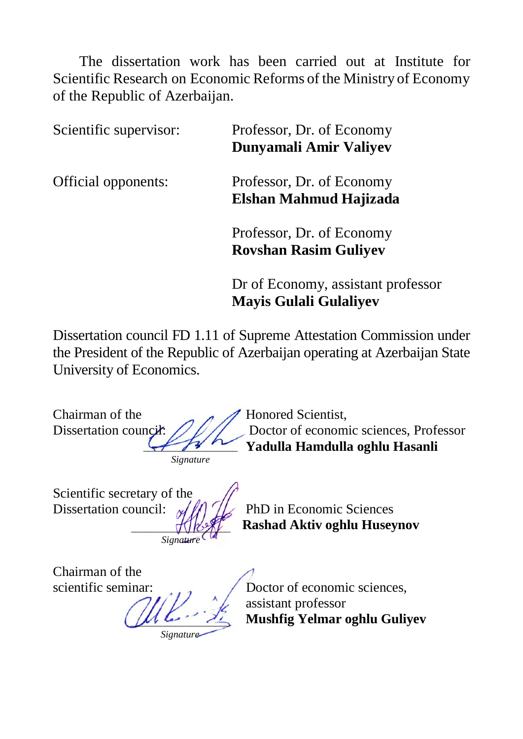The dissertation work has been carried out at Institute for Scientific Research on Economic Reforms of the Ministry of Economy of the Republic of Azerbaijan.

| | |
|---|---|
| Scientific supervisor: | Professor, Dr. of Economy<br>**Dunyamali Amir Valiyev** |
| Official opponents: | Professor, Dr. of Economy<br>**Elshan Mahmud Hajizada** |
| | Professor, Dr. of Economy<br>**Rovshan Rasim Guliyev** |
| | Dr of Economy, assistant professor<br>**Mayis Gulali Gulaliyev** |

Dissertation council FD 1.11 of Supreme Attestation Commission under the President of the Republic of Azerbaijan operating at Azerbaijan State University of Economics.

Chairman of the Dissertation council: ______________ *Signature*

Honored Scientist, Doctor of economic sciences, Professor
**Yadulla Hamdulla oghlu Hasanli**

Scientific secretary of the Dissertation council: ______________ *Signature*

PhD in Economic Sciences
**Rashad Aktiv oghlu Huseynov**

Chairman of the scientific seminar: ______________ *Signature*

Doctor of economic sciences, assistant professor
**Mushfig Yelmar oghlu Guliyev**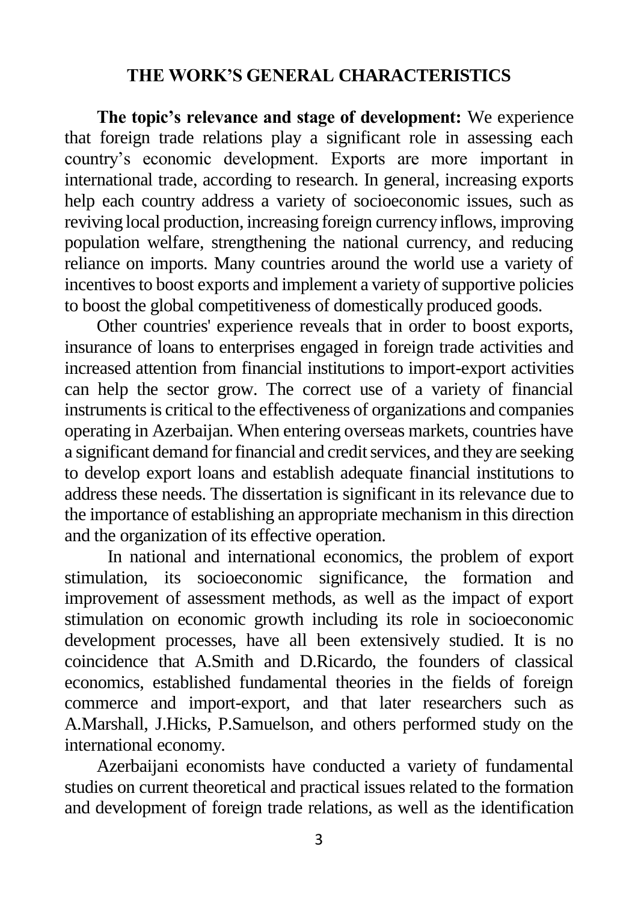## THE WORK'S GENERAL CHARACTERISTICS

**The topic's relevance and stage of development:** We experience that foreign trade relations play a significant role in assessing each country's economic development. Exports are more important in international trade, according to research. In general, increasing exports help each country address a variety of socioeconomic issues, such as reviving local production, increasing foreign currency inflows, improving population welfare, strengthening the national currency, and reducing reliance on imports. Many countries around the world use a variety of incentives to boost exports and implement a variety of supportive policies to boost the global competitiveness of domestically produced goods.

Other countries' experience reveals that in order to boost exports, insurance of loans to enterprises engaged in foreign trade activities and increased attention from financial institutions to import-export activities can help the sector grow. The correct use of a variety of financial instruments is critical to the effectiveness of organizations and companies operating in Azerbaijan. When entering overseas markets, countries have a significant demand for financial and credit services, and they are seeking to develop export loans and establish adequate financial institutions to address these needs. The dissertation is significant in its relevance due to the importance of establishing an appropriate mechanism in this direction and the organization of its effective operation.

In national and international economics, the problem of export stimulation, its socioeconomic significance, the formation and improvement of assessment methods, as well as the impact of export stimulation on economic growth including its role in socioeconomic development processes, have all been extensively studied. It is no coincidence that A.Smith and D.Ricardo, the founders of classical economics, established fundamental theories in the fields of foreign commerce and import-export, and that later researchers such as A.Marshall, J.Hicks, P.Samuelson, and others performed study on the international economy.

Azerbaijani economists have conducted a variety of fundamental studies on current theoretical and practical issues related to the formation and development of foreign trade relations, as well as the identification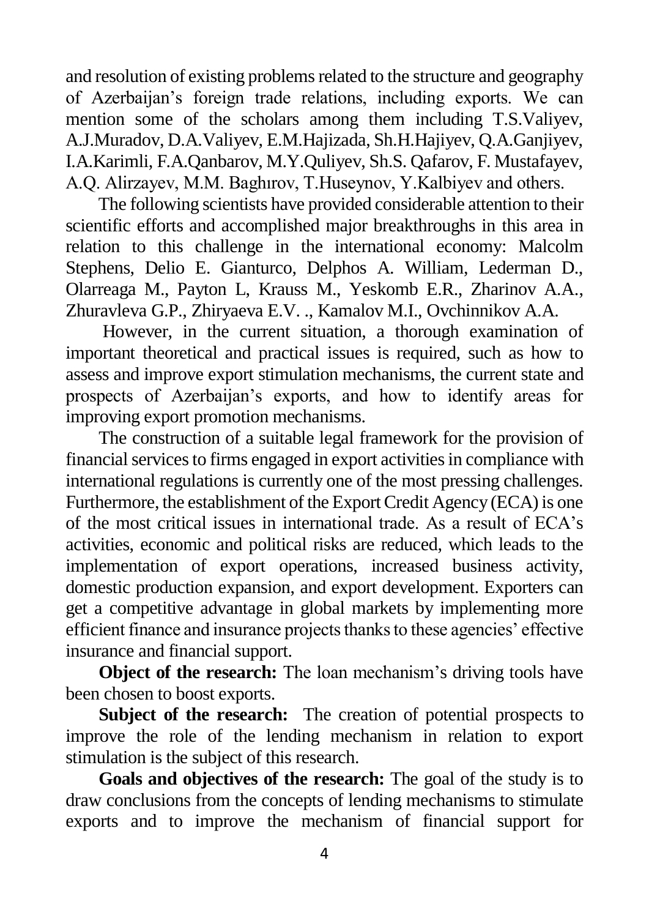and resolution of existing problems related to the structure and geography of Azerbaijan's foreign trade relations, including exports. We can mention some of the scholars among them including T.S.Valiyev, A.J.Muradov, D.A.Valiyev, E.M.Hajizada, Sh.H.Hajiyev, Q.A.Ganjiyev, I.A.Karimli, F.A.Qanbarov, M.Y.Quliyev, Sh.S. Qafarov, F. Mustafayev, A.Q. Alirzayev, M.M. Baghırov, T.Huseynov, Y.Kalbiyev and others.

The following scientists have provided considerable attention to their scientific efforts and accomplished major breakthroughs in this area in relation to this challenge in the international economy: Malcolm Stephens, Delio E. Gianturco, Delphos A. William, Lederman D., Olarreaga M., Payton L, Krauss M., Yeskomb E.R., Zharinov A.A., Zhuravleva G.P., Zhiryaeva E.V. ., Kamalov M.I., Ovchinnikov A.A.

However, in the current situation, a thorough examination of important theoretical and practical issues is required, such as how to assess and improve export stimulation mechanisms, the current state and prospects of Azerbaijan's exports, and how to identify areas for improving export promotion mechanisms.

The construction of a suitable legal framework for the provision of financial services to firms engaged in export activities in compliance with international regulations is currently one of the most pressing challenges. Furthermore, the establishment of the Export Credit Agency (ECA) is one of the most critical issues in international trade. As a result of ECA's activities, economic and political risks are reduced, which leads to the implementation of export operations, increased business activity, domestic production expansion, and export development. Exporters can get a competitive advantage in global markets by implementing more efficient finance and insurance projects thanks to these agencies' effective insurance and financial support.

**Object of the research:** The loan mechanism's driving tools have been chosen to boost exports.

**Subject of the research:** The creation of potential prospects to improve the role of the lending mechanism in relation to export stimulation is the subject of this research.

**Goals and objectives of the research:** The goal of the study is to draw conclusions from the concepts of lending mechanisms to stimulate exports and to improve the mechanism of financial support for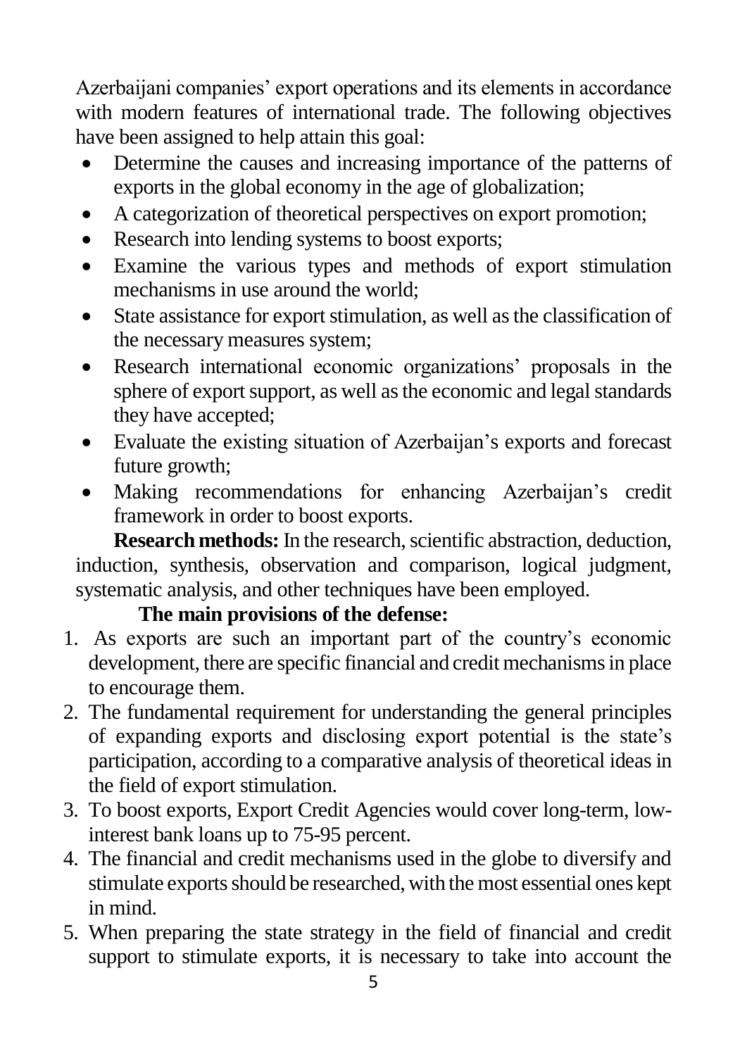Azerbaijani companies' export operations and its elements in accordance with modern features of international trade. The following objectives have been assigned to help attain this goal:

- Determine the causes and increasing importance of the patterns of exports in the global economy in the age of globalization;
- A categorization of theoretical perspectives on export promotion;
- Research into lending systems to boost exports;
- Examine the various types and methods of export stimulation mechanisms in use around the world;
- State assistance for export stimulation, as well as the classification of the necessary measures system;
- Research international economic organizations' proposals in the sphere of export support, as well as the economic and legal standards they have accepted;
- Evaluate the existing situation of Azerbaijan's exports and forecast future growth;
- Making recommendations for enhancing Azerbaijan's credit framework in order to boost exports.

**Research methods:** In the research, scientific abstraction, deduction, induction, synthesis, observation and comparison, logical judgment, systematic analysis, and other techniques have been employed.

**The main provisions of the defense:**

1. As exports are such an important part of the country's economic development, there are specific financial and credit mechanisms in place to encourage them.
2. The fundamental requirement for understanding the general principles of expanding exports and disclosing export potential is the state's participation, according to a comparative analysis of theoretical ideas in the field of export stimulation.
3. To boost exports, Export Credit Agencies would cover long-term, low-interest bank loans up to 75-95 percent.
4. The financial and credit mechanisms used in the globe to diversify and stimulate exports should be researched, with the most essential ones kept in mind.
5. When preparing the state strategy in the field of financial and credit support to stimulate exports, it is necessary to take into account the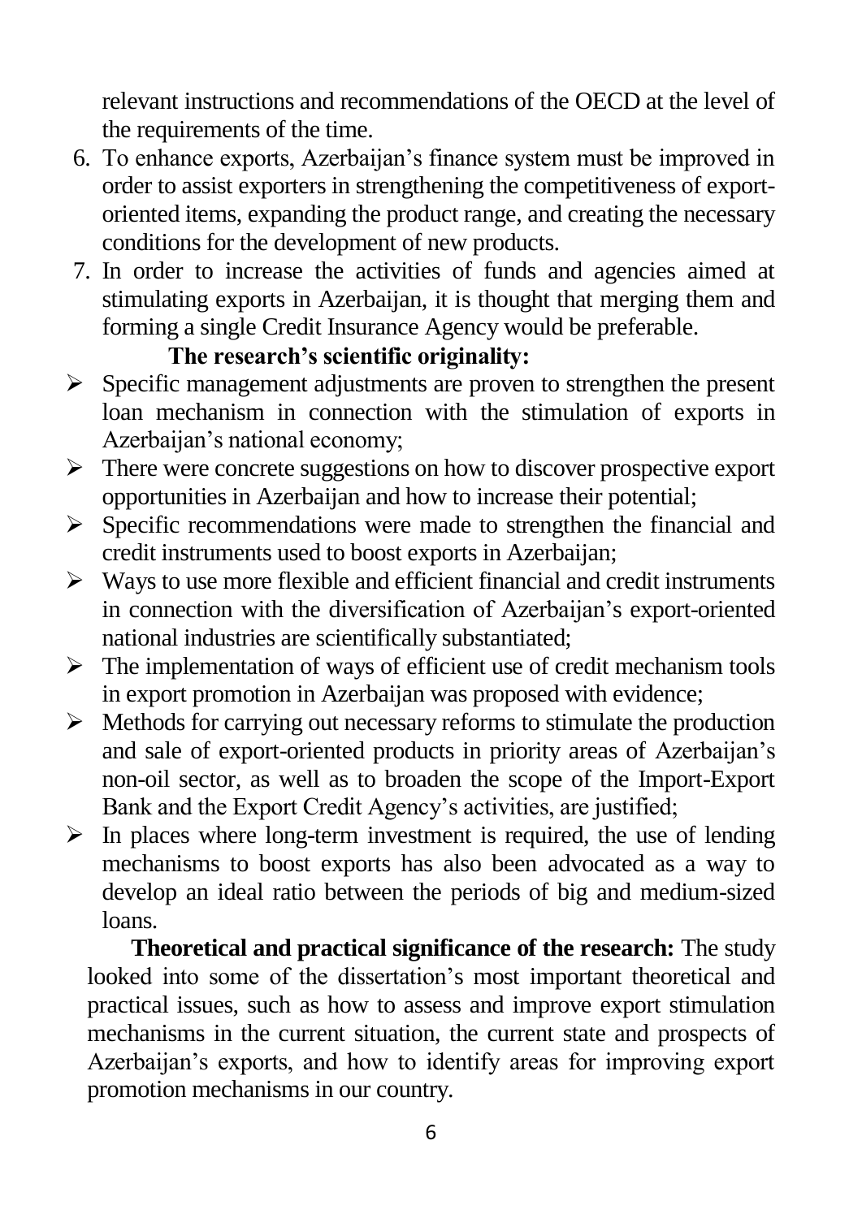relevant instructions and recommendations of the OECD at the level of the requirements of the time.

6. To enhance exports, Azerbaijan's finance system must be improved in order to assist exporters in strengthening the competitiveness of export-oriented items, expanding the product range, and creating the necessary conditions for the development of new products.
7. In order to increase the activities of funds and agencies aimed at stimulating exports in Azerbaijan, it is thought that merging them and forming a single Credit Insurance Agency would be preferable.

**The research's scientific originality:**

- Specific management adjustments are proven to strengthen the present loan mechanism in connection with the stimulation of exports in Azerbaijan's national economy;
- There were concrete suggestions on how to discover prospective export opportunities in Azerbaijan and how to increase their potential;
- Specific recommendations were made to strengthen the financial and credit instruments used to boost exports in Azerbaijan;
- Ways to use more flexible and efficient financial and credit instruments in connection with the diversification of Azerbaijan's export-oriented national industries are scientifically substantiated;
- The implementation of ways of efficient use of credit mechanism tools in export promotion in Azerbaijan was proposed with evidence;
- Methods for carrying out necessary reforms to stimulate the production and sale of export-oriented products in priority areas of Azerbaijan's non-oil sector, as well as to broaden the scope of the Import-Export Bank and the Export Credit Agency's activities, are justified;
- In places where long-term investment is required, the use of lending mechanisms to boost exports has also been advocated as a way to develop an ideal ratio between the periods of big and medium-sized loans.

**Theoretical and practical significance of the research:** The study looked into some of the dissertation's most important theoretical and practical issues, such as how to assess and improve export stimulation mechanisms in the current situation, the current state and prospects of Azerbaijan's exports, and how to identify areas for improving export promotion mechanisms in our country.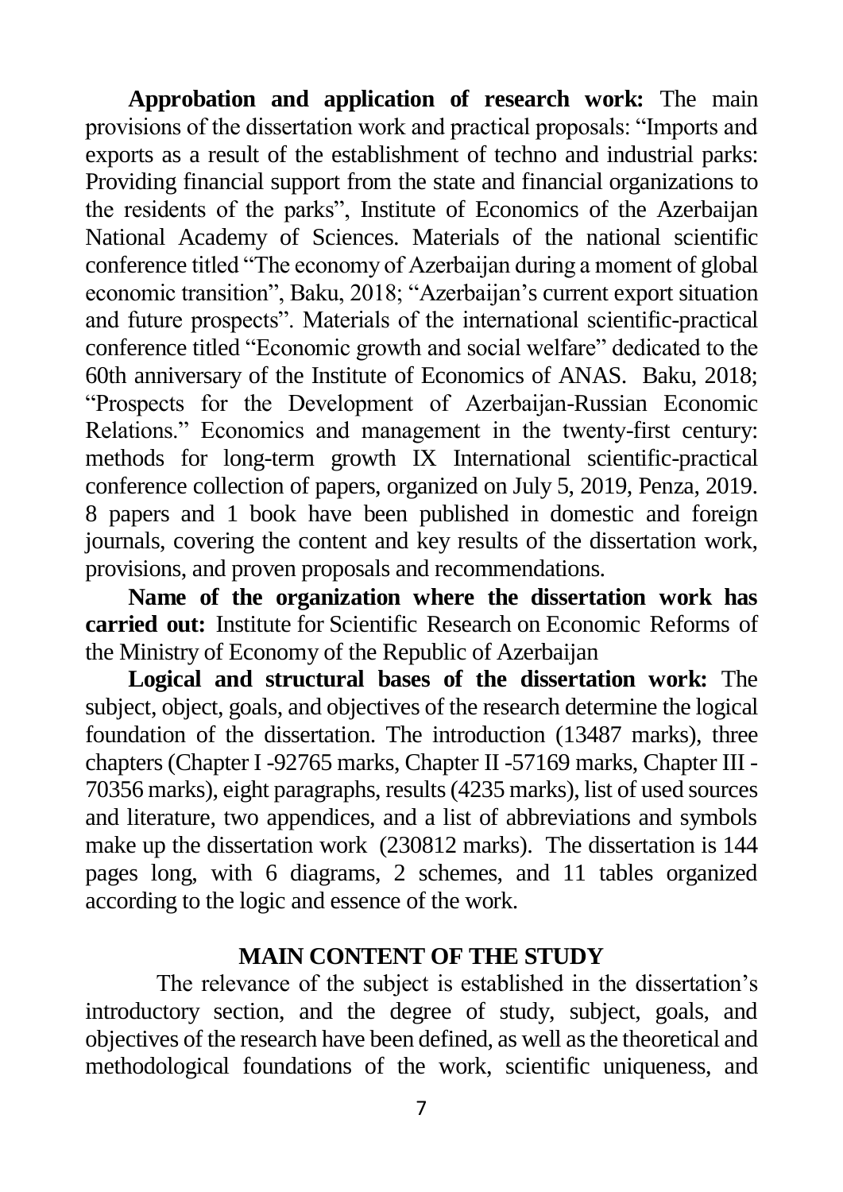**Approbation and application of research work:** The main provisions of the dissertation work and practical proposals: "Imports and exports as a result of the establishment of techno and industrial parks: Providing financial support from the state and financial organizations to the residents of the parks", Institute of Economics of the Azerbaijan National Academy of Sciences. Materials of the national scientific conference titled "The economy of Azerbaijan during a moment of global economic transition", Baku, 2018; "Azerbaijan's current export situation and future prospects". Materials of the international scientific-practical conference titled "Economic growth and social welfare" dedicated to the 60th anniversary of the Institute of Economics of ANAS. Baku, 2018; "Prospects for the Development of Azerbaijan-Russian Economic Relations." Economics and management in the twenty-first century: methods for long-term growth IX International scientific-practical conference collection of papers, organized on July 5, 2019, Penza, 2019. 8 papers and 1 book have been published in domestic and foreign journals, covering the content and key results of the dissertation work, provisions, and proven proposals and recommendations.

**Name of the organization where the dissertation work has carried out:** Institute for Scientific Research on Economic Reforms of the Ministry of Economy of the Republic of Azerbaijan

**Logical and structural bases of the dissertation work:** The subject, object, goals, and objectives of the research determine the logical foundation of the dissertation. The introduction (13487 marks), three chapters (Chapter I -92765 marks, Chapter II -57169 marks, Chapter III -70356 marks), eight paragraphs, results (4235 marks), list of used sources and literature, two appendices, and a list of abbreviations and symbols make up the dissertation work (230812 marks). The dissertation is 144 pages long, with 6 diagrams, 2 schemes, and 11 tables organized according to the logic and essence of the work.

## MAIN CONTENT OF THE STUDY

The relevance of the subject is established in the dissertation's introductory section, and the degree of study, subject, goals, and objectives of the research have been defined, as well as the theoretical and methodological foundations of the work, scientific uniqueness, and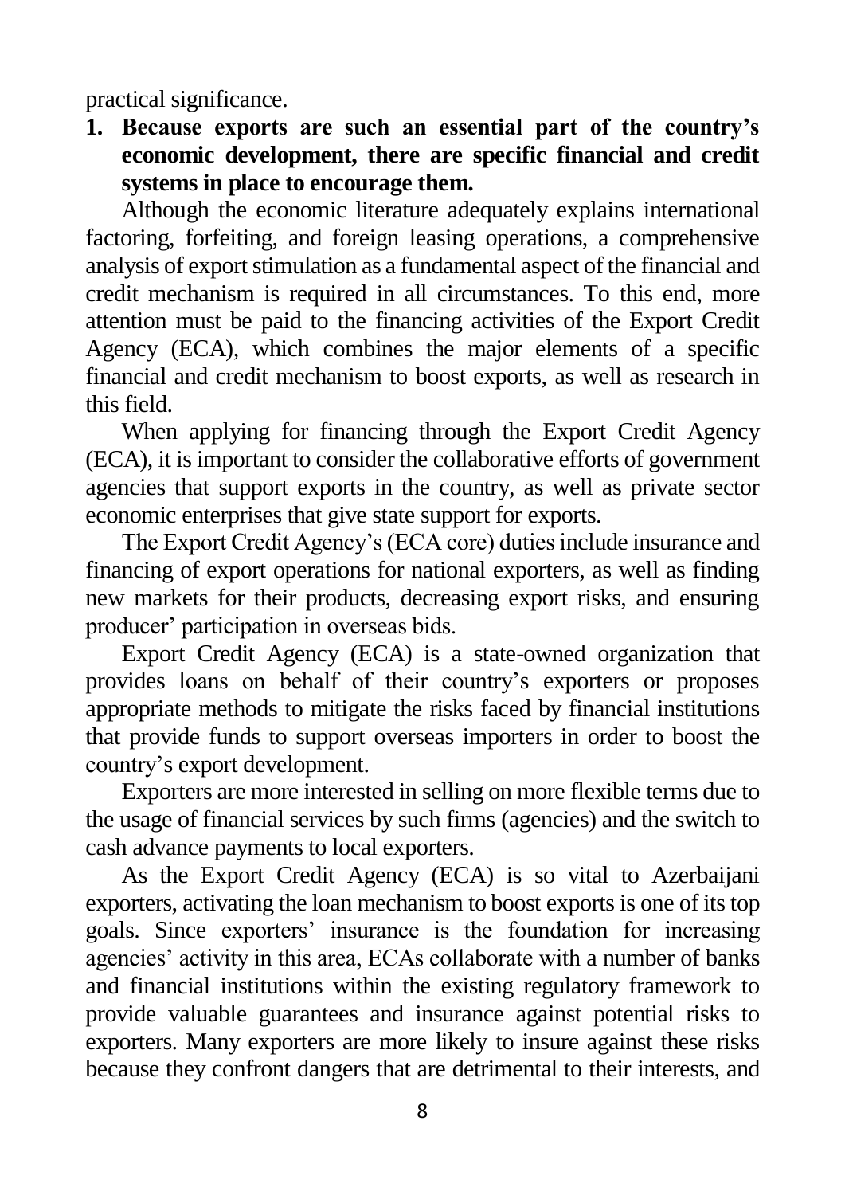practical significance.

1. **Because exports are such an essential part of the country's economic development, there are specific financial and credit systems in place to encourage them.**

Although the economic literature adequately explains international factoring, forfeiting, and foreign leasing operations, a comprehensive analysis of export stimulation as a fundamental aspect of the financial and credit mechanism is required in all circumstances. To this end, more attention must be paid to the financing activities of the Export Credit Agency (ECA), which combines the major elements of a specific financial and credit mechanism to boost exports, as well as research in this field.

When applying for financing through the Export Credit Agency (ECA), it is important to consider the collaborative efforts of government agencies that support exports in the country, as well as private sector economic enterprises that give state support for exports.

The Export Credit Agency's (ECA core) duties include insurance and financing of export operations for national exporters, as well as finding new markets for their products, decreasing export risks, and ensuring producer' participation in overseas bids.

Export Credit Agency (ECA) is a state-owned organization that provides loans on behalf of their country's exporters or proposes appropriate methods to mitigate the risks faced by financial institutions that provide funds to support overseas importers in order to boost the country's export development.

Exporters are more interested in selling on more flexible terms due to the usage of financial services by such firms (agencies) and the switch to cash advance payments to local exporters.

As the Export Credit Agency (ECA) is so vital to Azerbaijani exporters, activating the loan mechanism to boost exports is one of its top goals. Since exporters' insurance is the foundation for increasing agencies' activity in this area, ECAs collaborate with a number of banks and financial institutions within the existing regulatory framework to provide valuable guarantees and insurance against potential risks to exporters. Many exporters are more likely to insure against these risks because they confront dangers that are detrimental to their interests, and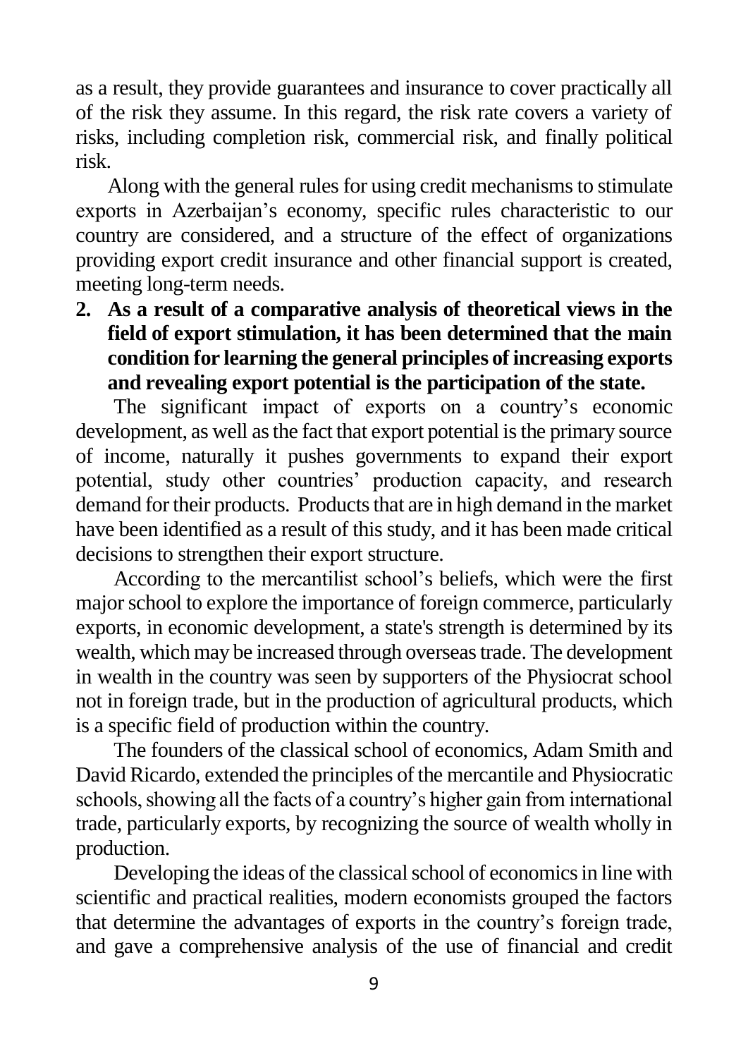as a result, they provide guarantees and insurance to cover practically all of the risk they assume. In this regard, the risk rate covers a variety of risks, including completion risk, commercial risk, and finally political risk.

Along with the general rules for using credit mechanisms to stimulate exports in Azerbaijan's economy, specific rules characteristic to our country are considered, and a structure of the effect of organizations providing export credit insurance and other financial support is created, meeting long-term needs.

2. **As a result of a comparative analysis of theoretical views in the field of export stimulation, it has been determined that the main condition for learning the general principles of increasing exports and revealing export potential is the participation of the state.**

The significant impact of exports on a country's economic development, as well as the fact that export potential is the primary source of income, naturally it pushes governments to expand their export potential, study other countries' production capacity, and research demand for their products. Products that are in high demand in the market have been identified as a result of this study, and it has been made critical decisions to strengthen their export structure.

According to the mercantilist school's beliefs, which were the first major school to explore the importance of foreign commerce, particularly exports, in economic development, a state's strength is determined by its wealth, which may be increased through overseas trade. The development in wealth in the country was seen by supporters of the Physiocrat school not in foreign trade, but in the production of agricultural products, which is a specific field of production within the country.

The founders of the classical school of economics, Adam Smith and David Ricardo, extended the principles of the mercantile and Physiocratic schools, showing all the facts of a country's higher gain from international trade, particularly exports, by recognizing the source of wealth wholly in production.

Developing the ideas of the classical school of economics in line with scientific and practical realities, modern economists grouped the factors that determine the advantages of exports in the country's foreign trade, and gave a comprehensive analysis of the use of financial and credit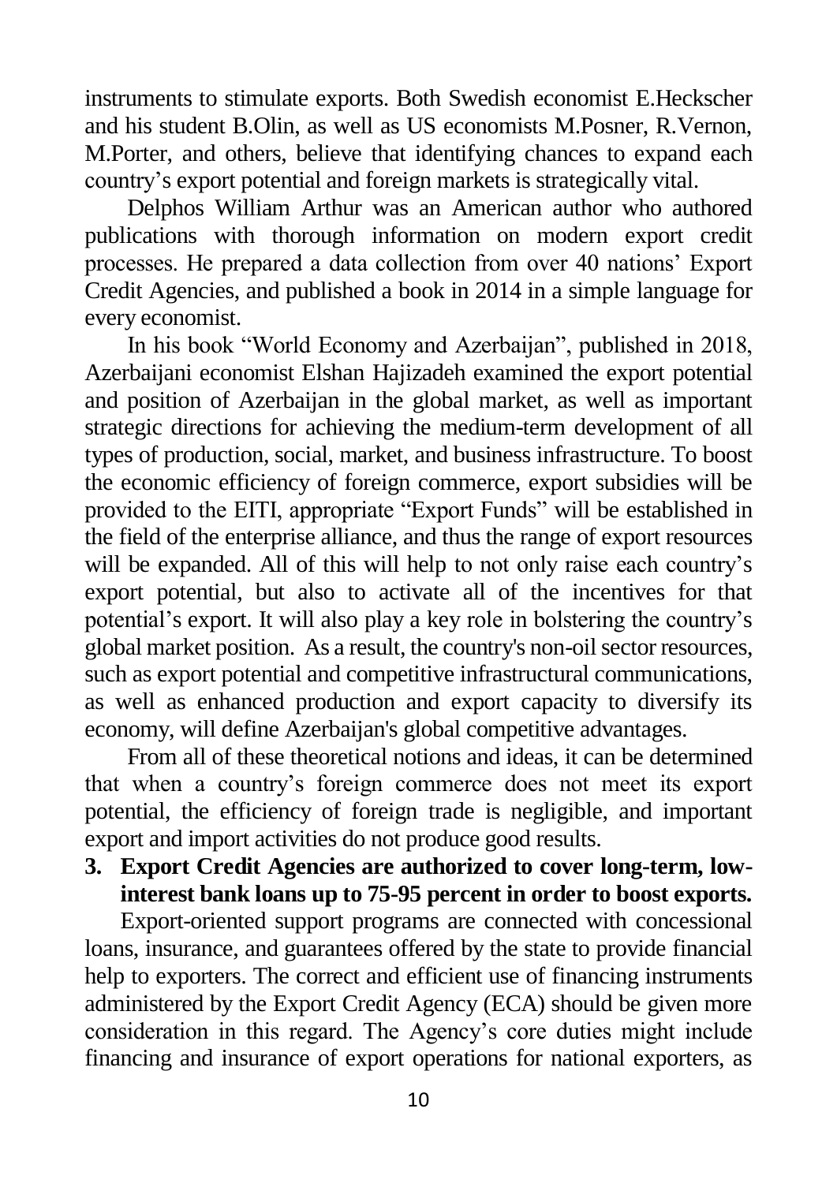instruments to stimulate exports. Both Swedish economist E.Heckscher and his student B.Olin, as well as US economists M.Posner, R.Vernon, M.Porter, and others, believe that identifying chances to expand each country's export potential and foreign markets is strategically vital.

Delphos William Arthur was an American author who authored publications with thorough information on modern export credit processes. He prepared a data collection from over 40 nations' Export Credit Agencies, and published a book in 2014 in a simple language for every economist.

In his book "World Economy and Azerbaijan", published in 2018, Azerbaijani economist Elshan Hajizadeh examined the export potential and position of Azerbaijan in the global market, as well as important strategic directions for achieving the medium-term development of all types of production, social, market, and business infrastructure. To boost the economic efficiency of foreign commerce, export subsidies will be provided to the EITI, appropriate "Export Funds" will be established in the field of the enterprise alliance, and thus the range of export resources will be expanded. All of this will help to not only raise each country's export potential, but also to activate all of the incentives for that potential's export. It will also play a key role in bolstering the country's global market position. As a result, the country's non-oil sector resources, such as export potential and competitive infrastructural communications, as well as enhanced production and export capacity to diversify its economy, will define Azerbaijan's global competitive advantages.

From all of these theoretical notions and ideas, it can be determined that when a country's foreign commerce does not meet its export potential, the efficiency of foreign trade is negligible, and important export and import activities do not produce good results.

**3. Export Credit Agencies are authorized to cover long-term, low-interest bank loans up to 75-95 percent in order to boost exports.**

Export-oriented support programs are connected with concessional loans, insurance, and guarantees offered by the state to provide financial help to exporters. The correct and efficient use of financing instruments administered by the Export Credit Agency (ECA) should be given more consideration in this regard. The Agency's core duties might include financing and insurance of export operations for national exporters, as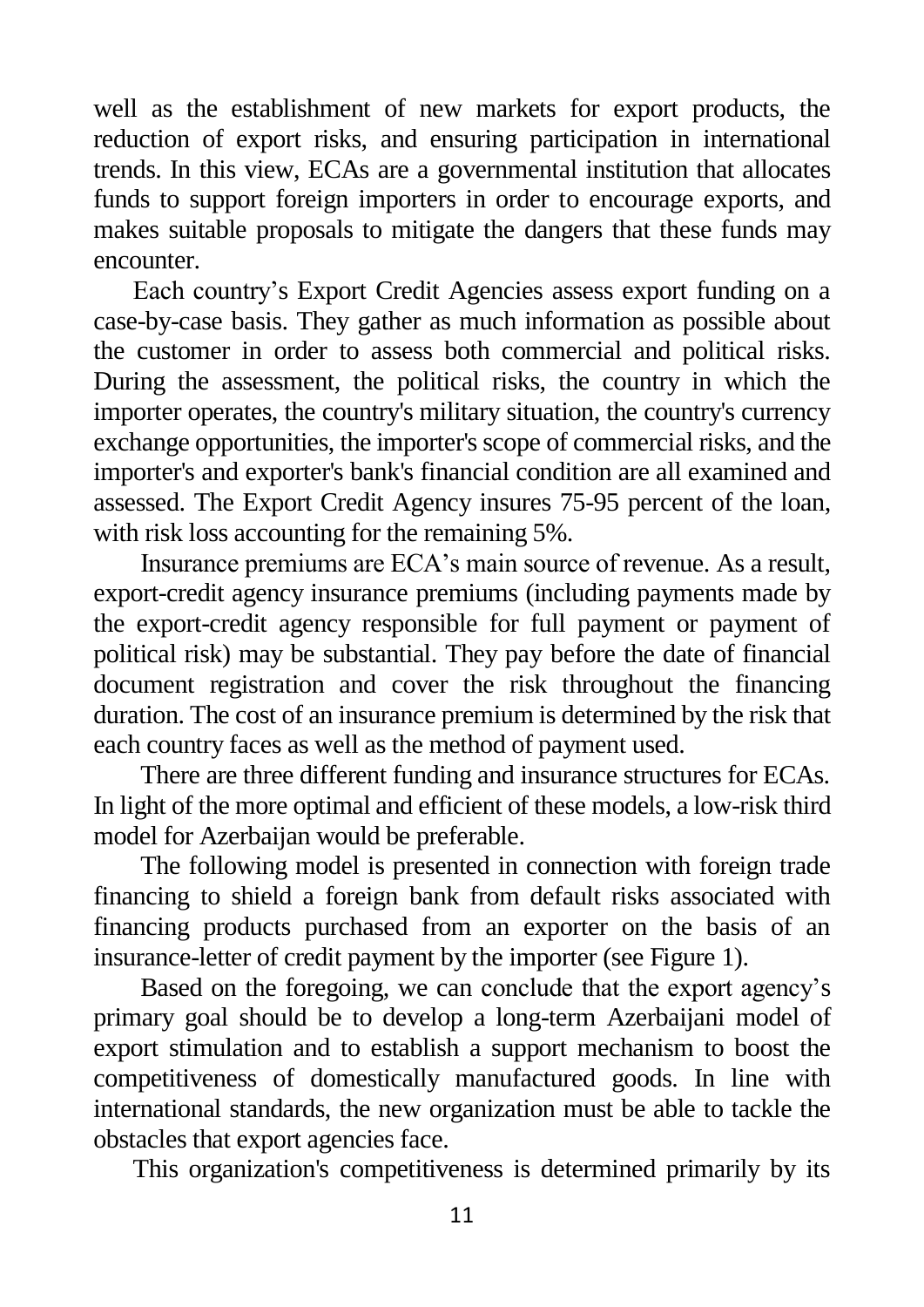well as the establishment of new markets for export products, the reduction of export risks, and ensuring participation in international trends. In this view, ECAs are a governmental institution that allocates funds to support foreign importers in order to encourage exports, and makes suitable proposals to mitigate the dangers that these funds may encounter.

Each country's Export Credit Agencies assess export funding on a case-by-case basis. They gather as much information as possible about the customer in order to assess both commercial and political risks. During the assessment, the political risks, the country in which the importer operates, the country's military situation, the country's currency exchange opportunities, the importer's scope of commercial risks, and the importer's and exporter's bank's financial condition are all examined and assessed. The Export Credit Agency insures 75-95 percent of the loan, with risk loss accounting for the remaining 5%.

Insurance premiums are ECA's main source of revenue. As a result, export-credit agency insurance premiums (including payments made by the export-credit agency responsible for full payment or payment of political risk) may be substantial. They pay before the date of financial document registration and cover the risk throughout the financing duration. The cost of an insurance premium is determined by the risk that each country faces as well as the method of payment used.

There are three different funding and insurance structures for ECAs. In light of the more optimal and efficient of these models, a low-risk third model for Azerbaijan would be preferable.

The following model is presented in connection with foreign trade financing to shield a foreign bank from default risks associated with financing products purchased from an exporter on the basis of an insurance-letter of credit payment by the importer (see Figure 1).

Based on the foregoing, we can conclude that the export agency's primary goal should be to develop a long-term Azerbaijani model of export stimulation and to establish a support mechanism to boost the competitiveness of domestically manufactured goods. In line with international standards, the new organization must be able to tackle the obstacles that export agencies face.

This organization's competitiveness is determined primarily by its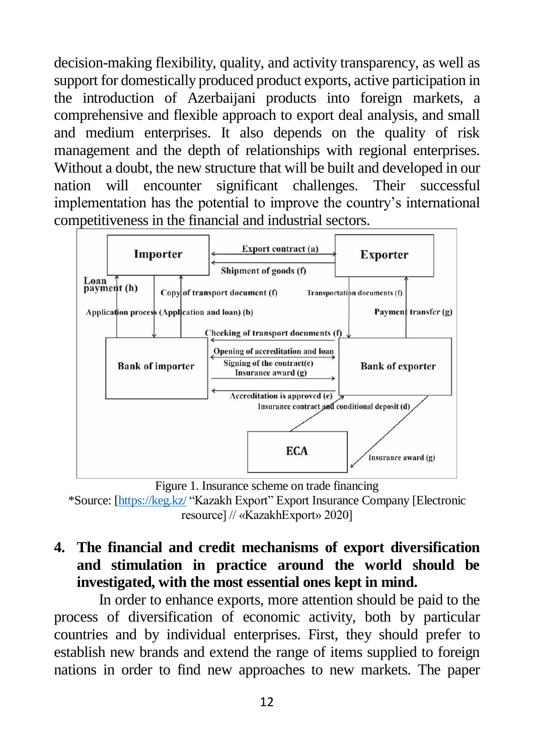decision-making flexibility, quality, and activity transparency, as well as support for domestically produced product exports, active participation in the introduction of Azerbaijani products into foreign markets, a comprehensive and flexible approach to export deal analysis, and small and medium enterprises. It also depends on the quality of risk management and the depth of relationships with regional enterprises. Without a doubt, the new structure that will be built and developed in our nation will encounter significant challenges. Their successful implementation has the potential to improve the country's international competitiveness in the financial and industrial sectors.

Figure 1. Insurance scheme on trade financing

*Source: [https://keg.kz/ "Kazakh Export" Export Insurance Company [Electronic resource] // «KazakhExport» 2020]

## 4. The financial and credit mechanisms of export diversification and stimulation in practice around the world should be investigated, with the most essential ones kept in mind.

In order to enhance exports, more attention should be paid to the process of diversification of economic activity, both by particular countries and by individual enterprises. First, they should prefer to establish new brands and extend the range of items supplied to foreign nations in order to find new approaches to new markets. The paper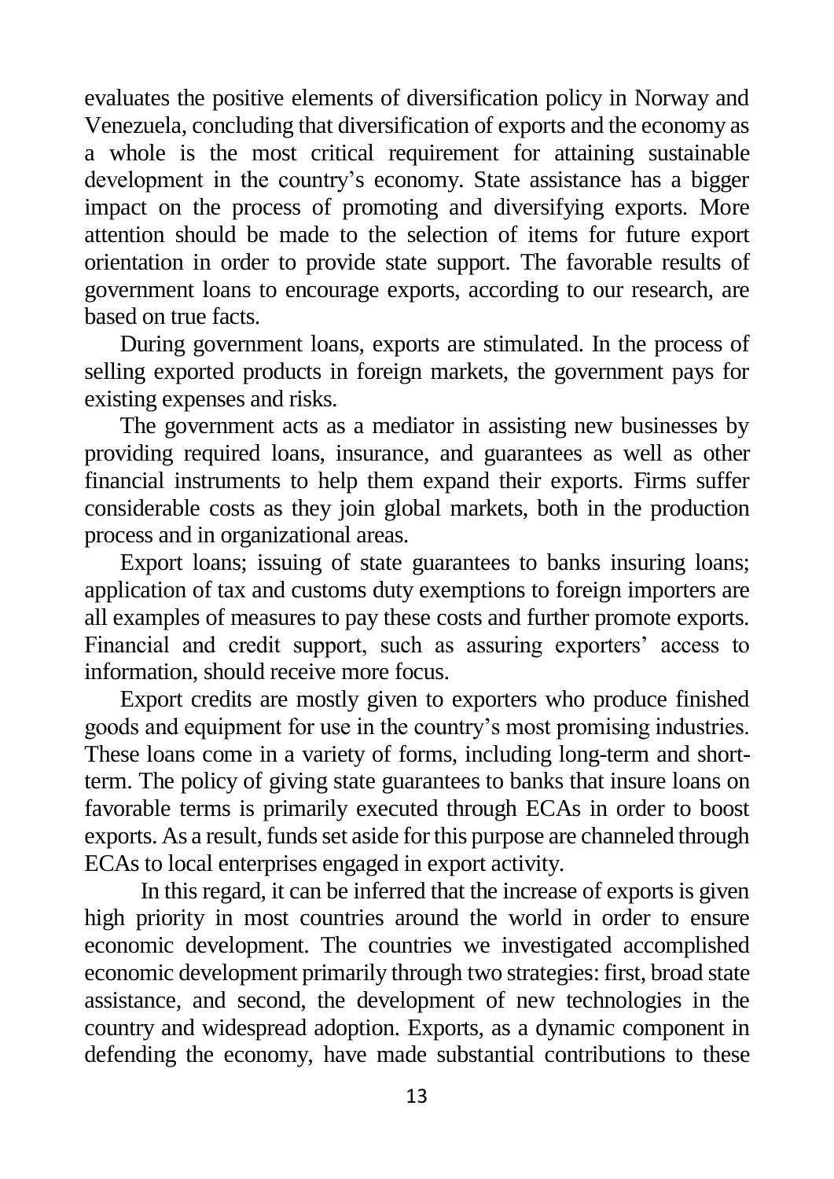evaluates the positive elements of diversification policy in Norway and Venezuela, concluding that diversification of exports and the economy as a whole is the most critical requirement for attaining sustainable development in the country's economy. State assistance has a bigger impact on the process of promoting and diversifying exports. More attention should be made to the selection of items for future export orientation in order to provide state support. The favorable results of government loans to encourage exports, according to our research, are based on true facts.

During government loans, exports are stimulated. In the process of selling exported products in foreign markets, the government pays for existing expenses and risks.

The government acts as a mediator in assisting new businesses by providing required loans, insurance, and guarantees as well as other financial instruments to help them expand their exports. Firms suffer considerable costs as they join global markets, both in the production process and in organizational areas.

Export loans; issuing of state guarantees to banks insuring loans; application of tax and customs duty exemptions to foreign importers are all examples of measures to pay these costs and further promote exports. Financial and credit support, such as assuring exporters' access to information, should receive more focus.

Export credits are mostly given to exporters who produce finished goods and equipment for use in the country's most promising industries. These loans come in a variety of forms, including long-term and short-term. The policy of giving state guarantees to banks that insure loans on favorable terms is primarily executed through ECAs in order to boost exports. As a result, funds set aside for this purpose are channeled through ECAs to local enterprises engaged in export activity.

In this regard, it can be inferred that the increase of exports is given high priority in most countries around the world in order to ensure economic development. The countries we investigated accomplished economic development primarily through two strategies: first, broad state assistance, and second, the development of new technologies in the country and widespread adoption. Exports, as a dynamic component in defending the economy, have made substantial contributions to these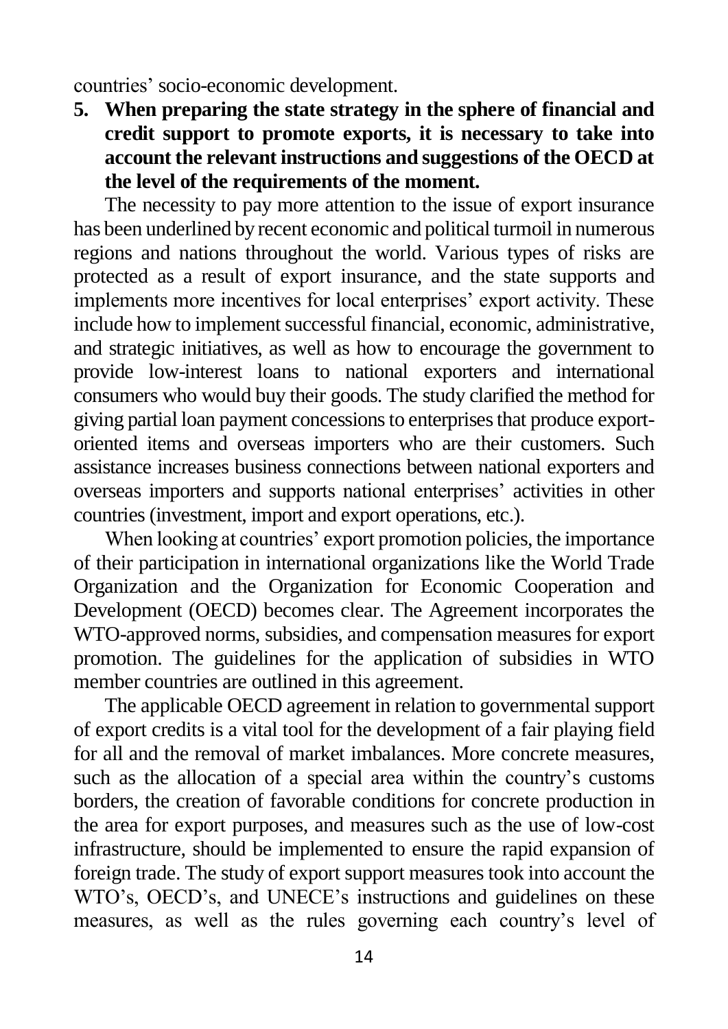countries' socio-economic development.

5. **When preparing the state strategy in the sphere of financial and credit support to promote exports, it is necessary to take into account the relevant instructions and suggestions of the OECD at the level of the requirements of the moment.**

The necessity to pay more attention to the issue of export insurance has been underlined by recent economic and political turmoil in numerous regions and nations throughout the world. Various types of risks are protected as a result of export insurance, and the state supports and implements more incentives for local enterprises' export activity. These include how to implement successful financial, economic, administrative, and strategic initiatives, as well as how to encourage the government to provide low-interest loans to national exporters and international consumers who would buy their goods. The study clarified the method for giving partial loan payment concessions to enterprises that produce export-oriented items and overseas importers who are their customers. Such assistance increases business connections between national exporters and overseas importers and supports national enterprises' activities in other countries (investment, import and export operations, etc.).

When looking at countries' export promotion policies, the importance of their participation in international organizations like the World Trade Organization and the Organization for Economic Cooperation and Development (OECD) becomes clear. The Agreement incorporates the WTO-approved norms, subsidies, and compensation measures for export promotion. The guidelines for the application of subsidies in WTO member countries are outlined in this agreement.

The applicable OECD agreement in relation to governmental support of export credits is a vital tool for the development of a fair playing field for all and the removal of market imbalances. More concrete measures, such as the allocation of a special area within the country's customs borders, the creation of favorable conditions for concrete production in the area for export purposes, and measures such as the use of low-cost infrastructure, should be implemented to ensure the rapid expansion of foreign trade. The study of export support measures took into account the WTO's, OECD's, and UNECE's instructions and guidelines on these measures, as well as the rules governing each country's level of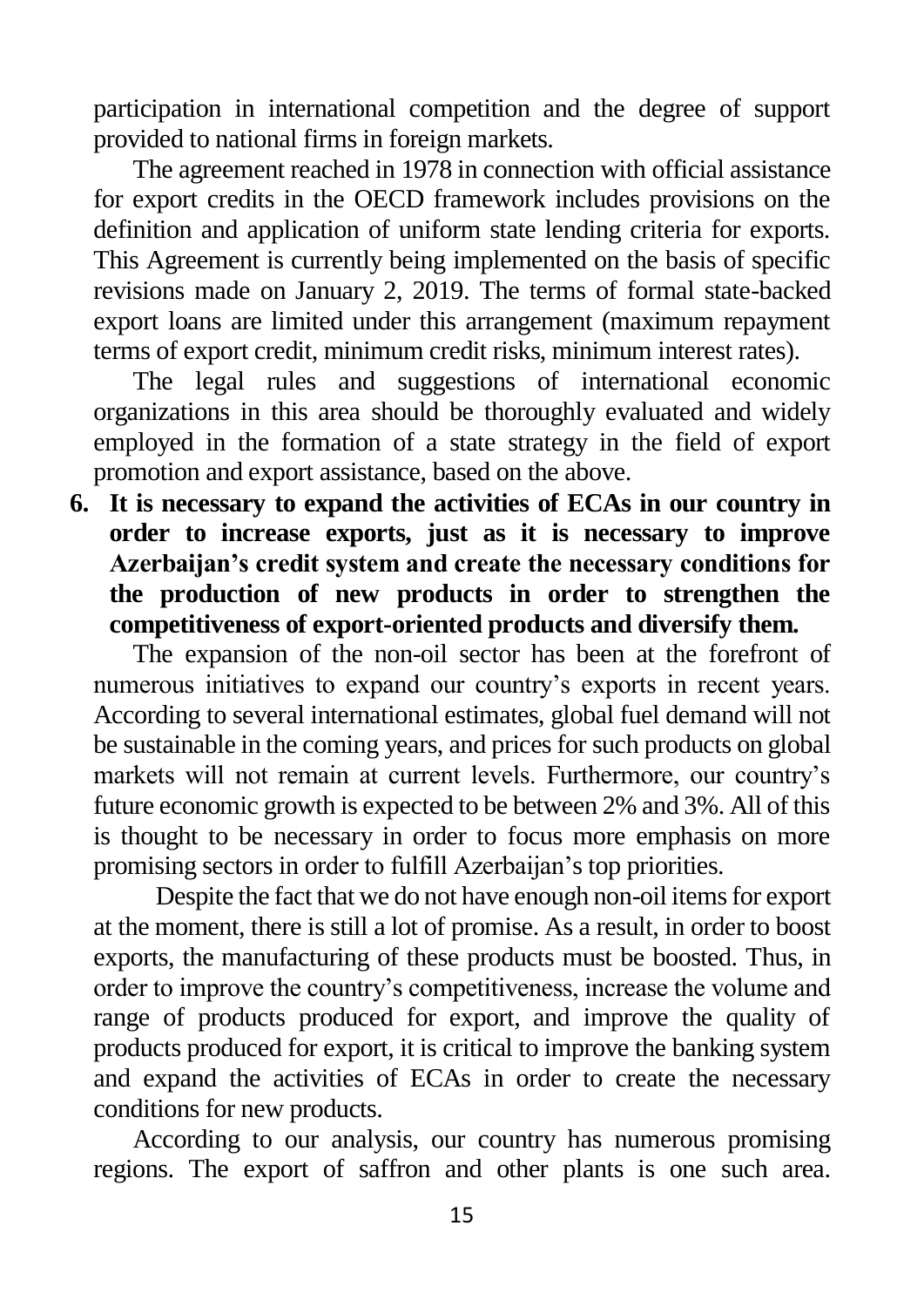participation in international competition and the degree of support provided to national firms in foreign markets.

The agreement reached in 1978 in connection with official assistance for export credits in the OECD framework includes provisions on the definition and application of uniform state lending criteria for exports. This Agreement is currently being implemented on the basis of specific revisions made on January 2, 2019. The terms of formal state-backed export loans are limited under this arrangement (maximum repayment terms of export credit, minimum credit risks, minimum interest rates).

The legal rules and suggestions of international economic organizations in this area should be thoroughly evaluated and widely employed in the formation of a state strategy in the field of export promotion and export assistance, based on the above.

6. **It is necessary to expand the activities of ECAs in our country in order to increase exports, just as it is necessary to improve Azerbaijan's credit system and create the necessary conditions for the production of new products in order to strengthen the competitiveness of export-oriented products and diversify them.**

The expansion of the non-oil sector has been at the forefront of numerous initiatives to expand our country's exports in recent years. According to several international estimates, global fuel demand will not be sustainable in the coming years, and prices for such products on global markets will not remain at current levels. Furthermore, our country's future economic growth is expected to be between 2% and 3%. All of this is thought to be necessary in order to focus more emphasis on more promising sectors in order to fulfill Azerbaijan's top priorities.

Despite the fact that we do not have enough non-oil items for export at the moment, there is still a lot of promise. As a result, in order to boost exports, the manufacturing of these products must be boosted. Thus, in order to improve the country's competitiveness, increase the volume and range of products produced for export, and improve the quality of products produced for export, it is critical to improve the banking system and expand the activities of ECAs in order to create the necessary conditions for new products.

According to our analysis, our country has numerous promising regions. The export of saffron and other plants is one such area.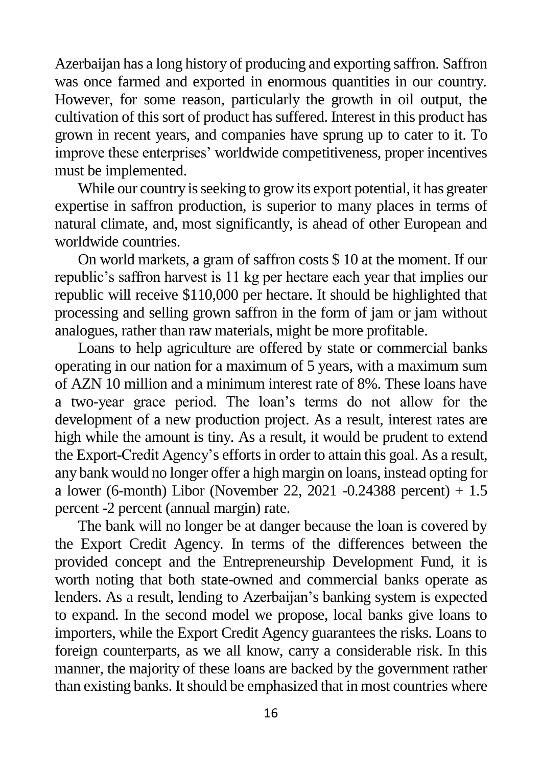Azerbaijan has a long history of producing and exporting saffron. Saffron was once farmed and exported in enormous quantities in our country. However, for some reason, particularly the growth in oil output, the cultivation of this sort of product has suffered. Interest in this product has grown in recent years, and companies have sprung up to cater to it. To improve these enterprises' worldwide competitiveness, proper incentives must be implemented.

While our country is seeking to grow its export potential, it has greater expertise in saffron production, is superior to many places in terms of natural climate, and, most significantly, is ahead of other European and worldwide countries.

On world markets, a gram of saffron costs $ 10 at the moment. If our republic's saffron harvest is 11 kg per hectare each year that implies our republic will receive $110,000 per hectare. It should be highlighted that processing and selling grown saffron in the form of jam or jam without analogues, rather than raw materials, might be more profitable.

Loans to help agriculture are offered by state or commercial banks operating in our nation for a maximum of 5 years, with a maximum sum of AZN 10 million and a minimum interest rate of 8%. These loans have a two-year grace period. The loan's terms do not allow for the development of a new production project. As a result, interest rates are high while the amount is tiny. As a result, it would be prudent to extend the Export-Credit Agency's efforts in order to attain this goal. As a result, any bank would no longer offer a high margin on loans, instead opting for a lower (6-month) Libor (November 22, 2021 -0.24388 percent) + 1.5 percent -2 percent (annual margin) rate.

The bank will no longer be at danger because the loan is covered by the Export Credit Agency. In terms of the differences between the provided concept and the Entrepreneurship Development Fund, it is worth noting that both state-owned and commercial banks operate as lenders. As a result, lending to Azerbaijan's banking system is expected to expand. In the second model we propose, local banks give loans to importers, while the Export Credit Agency guarantees the risks. Loans to foreign counterparts, as we all know, carry a considerable risk. In this manner, the majority of these loans are backed by the government rather than existing banks. It should be emphasized that in most countries where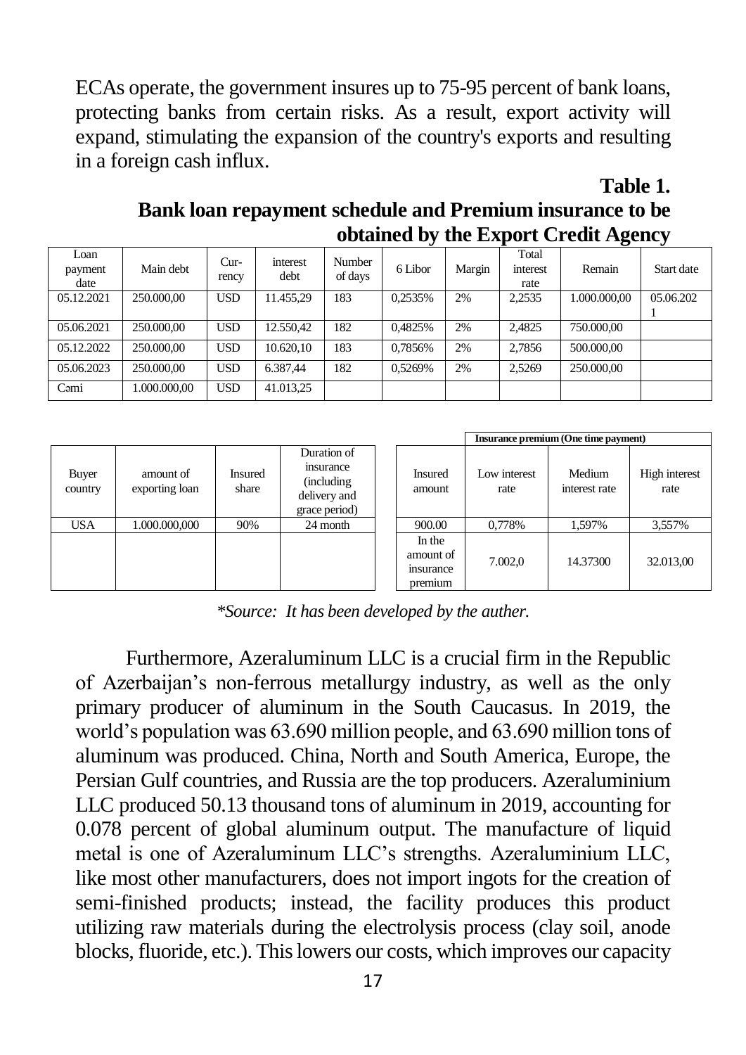ECAs operate, the government insures up to 75-95 percent of bank loans, protecting banks from certain risks. As a result, export activity will expand, stimulating the expansion of the country's exports and resulting in a foreign cash influx.

**Table 1.**

**Bank loan repayment schedule and Premium insurance to be obtained by the Export Credit Agency**

| Loan payment date | Main debt | Cur-rency | interest debt | Number of days | 6 Libor | Margin | Total interest rate | Remain | Start date |
|---|---|---|---|---|---|---|---|---|---|
| 05.12.2021 | 250.000,00 | USD | 11.455,29 | 183 | 0,2535% | 2% | 2,2535 | 1.000.000,00 | 05.06.2021 |
| 05.06.2021 | 250.000,00 | USD | 12.550,42 | 182 | 0,4825% | 2% | 2,4825 | 750.000,00 | |
| 05.12.2022 | 250.000,00 | USD | 10.620,10 | 183 | 0,7856% | 2% | 2,7856 | 500.000,00 | |
| 05.06.2023 | 250.000,00 | USD | 6.387,44 | 182 | 0,5269% | 2% | 2,5269 | 250.000,00 | |
| Cəmi | 1.000.000,00 | USD | 41.013,25 | | | | | | |

| Buyer country | amount of exporting loan | Insured share | Duration of insurance (including delivery and grace period) |
|---|---|---|---|
| USA | 1.000.000,000 | 90% | 24 month |
| | | | |

| | Insurance premium (One time payment) | | |
|---|---|---|---|
| Insured amount | Low interest rate | Medium interest rate | High interest rate |
| 900.00 | 0,778% | 1,597% | 3,557% |
| In the amount of insurance premium | 7.002,0 | 14.37300 | 32.013,00 |

*\*Source: It has been developed by the auther.*

Furthermore, Azeraluminum LLC is a crucial firm in the Republic of Azerbaijan's non-ferrous metallurgy industry, as well as the only primary producer of aluminum in the South Caucasus. In 2019, the world's population was 63.690 million people, and 63.690 million tons of aluminum was produced. China, North and South America, Europe, the Persian Gulf countries, and Russia are the top producers. Azeraluminium LLC produced 50.13 thousand tons of aluminum in 2019, accounting for 0.078 percent of global aluminum output. The manufacture of liquid metal is one of Azeraluminum LLC's strengths. Azeraluminium LLC, like most other manufacturers, does not import ingots for the creation of semi-finished products; instead, the facility produces this product utilizing raw materials during the electrolysis process (clay soil, anode blocks, fluoride, etc.). This lowers our costs, which improves our capacity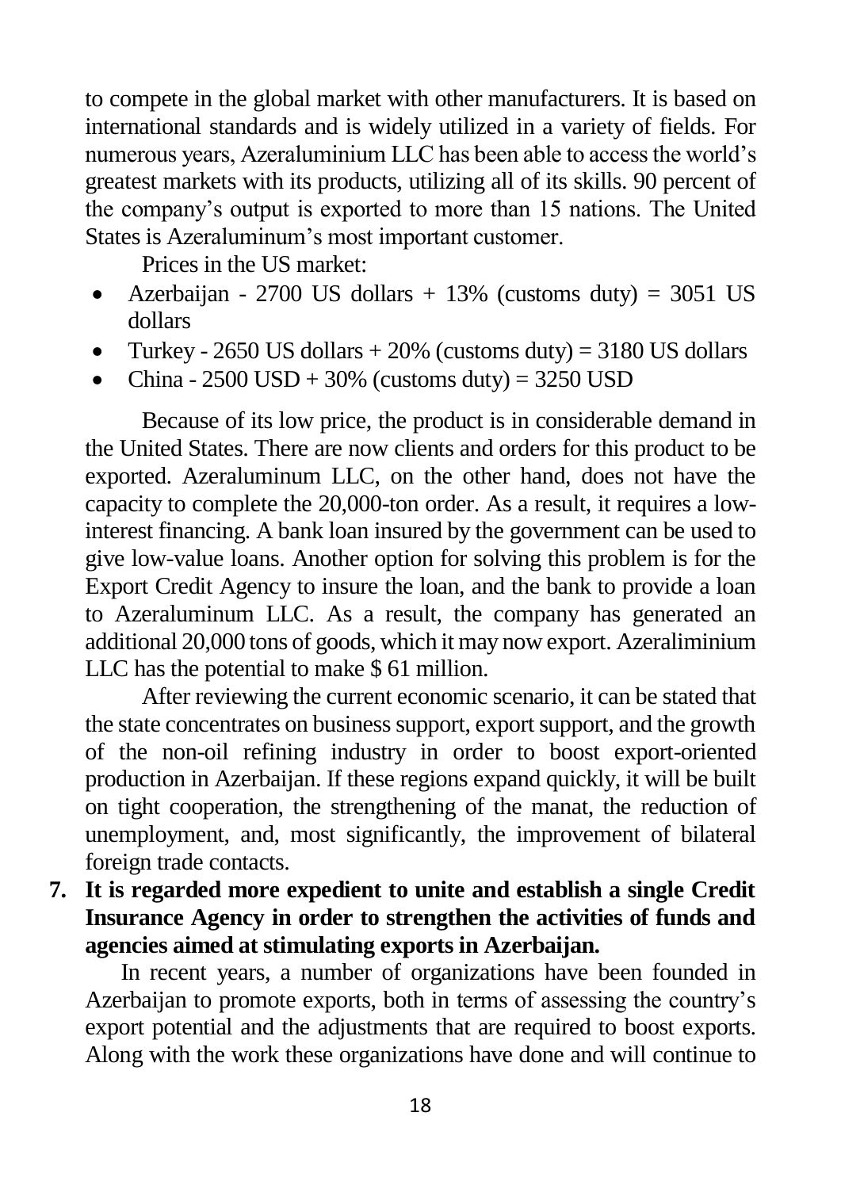to compete in the global market with other manufacturers. It is based on international standards and is widely utilized in a variety of fields. For numerous years, Azeraluminium LLC has been able to access the world's greatest markets with its products, utilizing all of its skills. 90 percent of the company's output is exported to more than 15 nations. The United States is Azeraluminum's most important customer.

Prices in the US market:

- Azerbaijan - 2700 US dollars + 13% (customs duty) = 3051 US dollars
- Turkey - 2650 US dollars + 20% (customs duty) = 3180 US dollars
- China - 2500 USD + 30% (customs duty) = 3250 USD

Because of its low price, the product is in considerable demand in the United States. There are now clients and orders for this product to be exported. Azeraluminum LLC, on the other hand, does not have the capacity to complete the 20,000-ton order. As a result, it requires a low-interest financing. A bank loan insured by the government can be used to give low-value loans. Another option for solving this problem is for the Export Credit Agency to insure the loan, and the bank to provide a loan to Azeraluminum LLC. As a result, the company has generated an additional 20,000 tons of goods, which it may now export. Azeraliminium LLC has the potential to make $ 61 million.

After reviewing the current economic scenario, it can be stated that the state concentrates on business support, export support, and the growth of the non-oil refining industry in order to boost export-oriented production in Azerbaijan. If these regions expand quickly, it will be built on tight cooperation, the strengthening of the manat, the reduction of unemployment, and, most significantly, the improvement of bilateral foreign trade contacts.

**7. It is regarded more expedient to unite and establish a single Credit Insurance Agency in order to strengthen the activities of funds and agencies aimed at stimulating exports in Azerbaijan.**

In recent years, a number of organizations have been founded in Azerbaijan to promote exports, both in terms of assessing the country's export potential and the adjustments that are required to boost exports. Along with the work these organizations have done and will continue to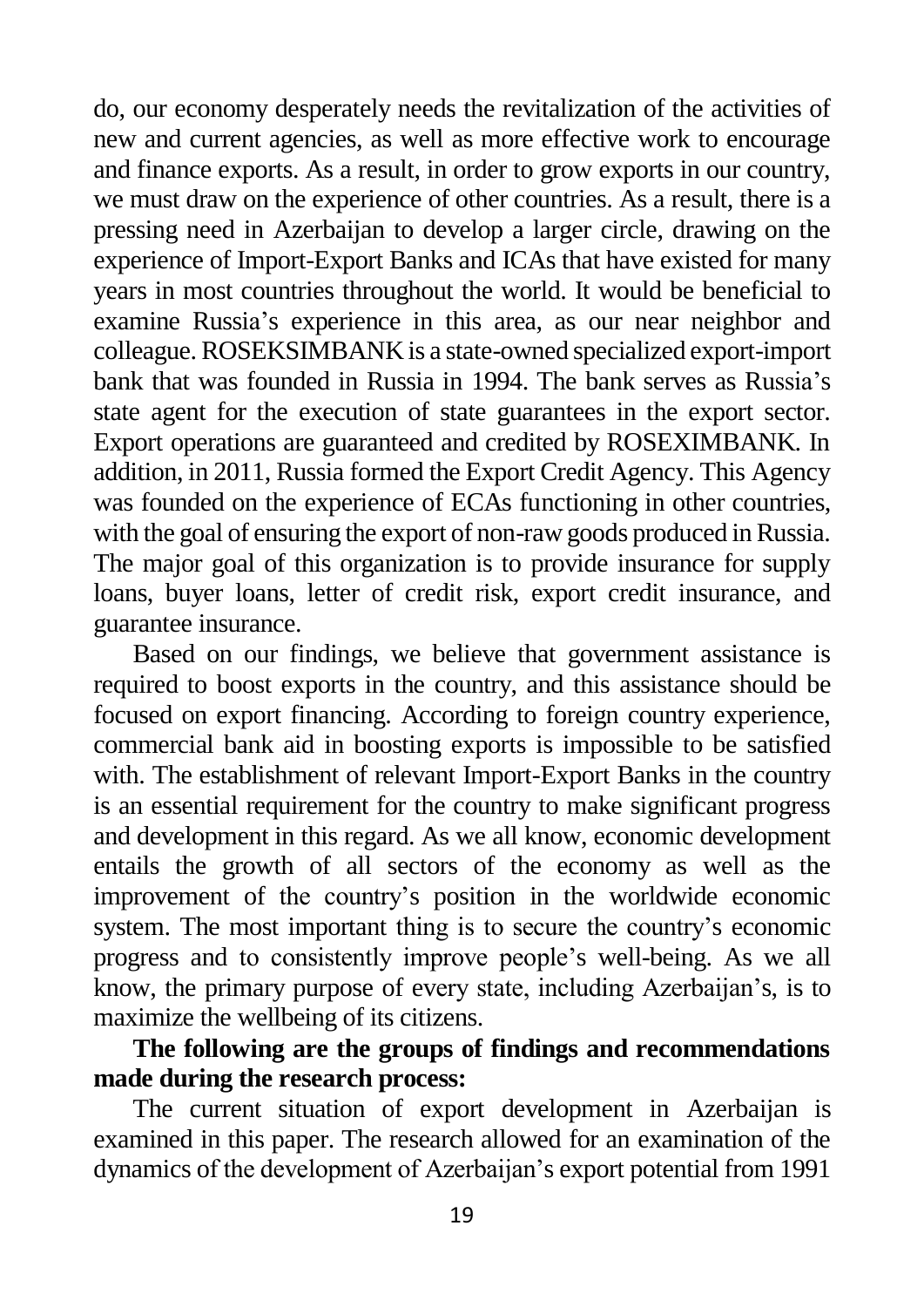do, our economy desperately needs the revitalization of the activities of new and current agencies, as well as more effective work to encourage and finance exports. As a result, in order to grow exports in our country, we must draw on the experience of other countries. As a result, there is a pressing need in Azerbaijan to develop a larger circle, drawing on the experience of Import-Export Banks and ICAs that have existed for many years in most countries throughout the world. It would be beneficial to examine Russia's experience in this area, as our near neighbor and colleague. ROSEKSIMBANK is a state-owned specialized export-import bank that was founded in Russia in 1994. The bank serves as Russia's state agent for the execution of state guarantees in the export sector. Export operations are guaranteed and credited by ROSEXIMBANK. In addition, in 2011, Russia formed the Export Credit Agency. This Agency was founded on the experience of ECAs functioning in other countries, with the goal of ensuring the export of non-raw goods produced in Russia. The major goal of this organization is to provide insurance for supply loans, buyer loans, letter of credit risk, export credit insurance, and guarantee insurance.

Based on our findings, we believe that government assistance is required to boost exports in the country, and this assistance should be focused on export financing. According to foreign country experience, commercial bank aid in boosting exports is impossible to be satisfied with. The establishment of relevant Import-Export Banks in the country is an essential requirement for the country to make significant progress and development in this regard. As we all know, economic development entails the growth of all sectors of the economy as well as the improvement of the country's position in the worldwide economic system. The most important thing is to secure the country's economic progress and to consistently improve people's well-being. As we all know, the primary purpose of every state, including Azerbaijan's, is to maximize the wellbeing of its citizens.

**The following are the groups of findings and recommendations made during the research process:**

The current situation of export development in Azerbaijan is examined in this paper. The research allowed for an examination of the dynamics of the development of Azerbaijan's export potential from 1991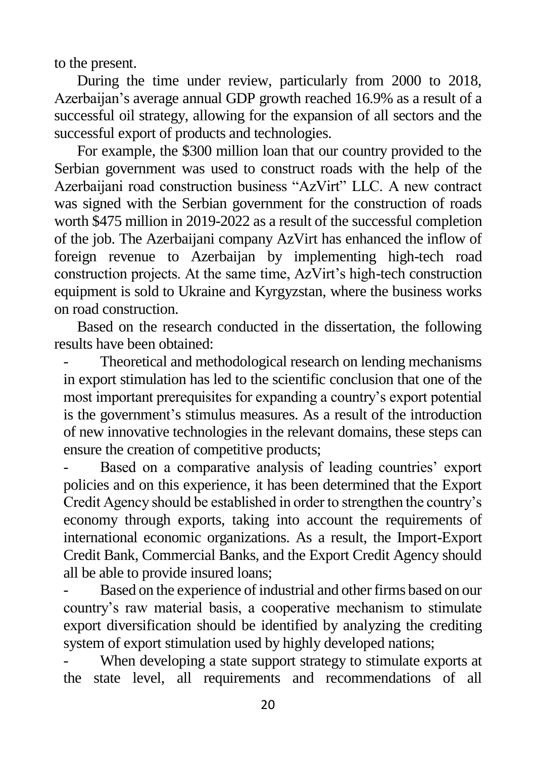to the present.

During the time under review, particularly from 2000 to 2018, Azerbaijan's average annual GDP growth reached 16.9% as a result of a successful oil strategy, allowing for the expansion of all sectors and the successful export of products and technologies.

For example, the $300 million loan that our country provided to the Serbian government was used to construct roads with the help of the Azerbaijani road construction business "AzVirt" LLC. A new contract was signed with the Serbian government for the construction of roads worth $475 million in 2019-2022 as a result of the successful completion of the job. The Azerbaijani company AzVirt has enhanced the inflow of foreign revenue to Azerbaijan by implementing high-tech road construction projects. At the same time, AzVirt's high-tech construction equipment is sold to Ukraine and Kyrgyzstan, where the business works on road construction.

Based on the research conducted in the dissertation, the following results have been obtained:

- Theoretical and methodological research on lending mechanisms in export stimulation has led to the scientific conclusion that one of the most important prerequisites for expanding a country's export potential is the government's stimulus measures. As a result of the introduction of new innovative technologies in the relevant domains, these steps can ensure the creation of competitive products;
- Based on a comparative analysis of leading countries' export policies and on this experience, it has been determined that the Export Credit Agency should be established in order to strengthen the country's economy through exports, taking into account the requirements of international economic organizations. As a result, the Import-Export Credit Bank, Commercial Banks, and the Export Credit Agency should all be able to provide insured loans;
- Based on the experience of industrial and other firms based on our country's raw material basis, a cooperative mechanism to stimulate export diversification should be identified by analyzing the crediting system of export stimulation used by highly developed nations;
- When developing a state support strategy to stimulate exports at the state level, all requirements and recommendations of all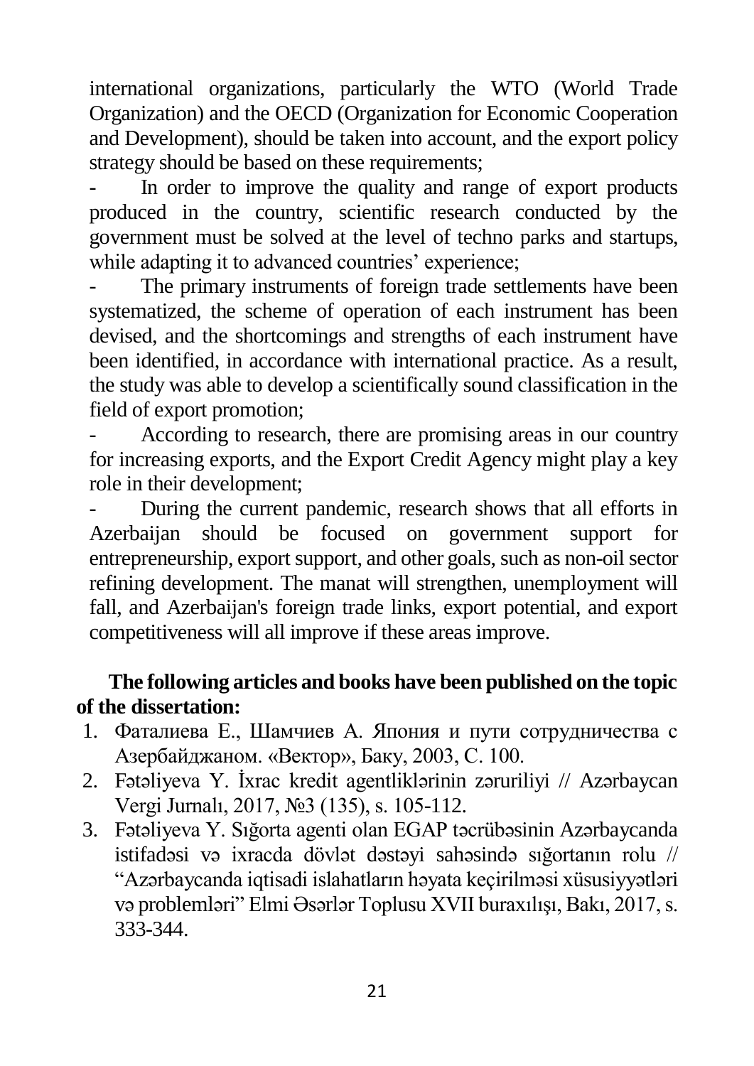international organizations, particularly the WTO (World Trade Organization) and the OECD (Organization for Economic Cooperation and Development), should be taken into account, and the export policy strategy should be based on these requirements;

- In order to improve the quality and range of export products produced in the country, scientific research conducted by the government must be solved at the level of techno parks and startups, while adapting it to advanced countries' experience;
- The primary instruments of foreign trade settlements have been systematized, the scheme of operation of each instrument has been devised, and the shortcomings and strengths of each instrument have been identified, in accordance with international practice. As a result, the study was able to develop a scientifically sound classification in the field of export promotion;
- According to research, there are promising areas in our country for increasing exports, and the Export Credit Agency might play a key role in their development;
- During the current pandemic, research shows that all efforts in Azerbaijan should be focused on government support for entrepreneurship, export support, and other goals, such as non-oil sector refining development. The manat will strengthen, unemployment will fall, and Azerbaijan's foreign trade links, export potential, and export competitiveness will all improve if these areas improve.

**The following articles and books have been published on the topic of the dissertation:**

1. Фаталиева Е., Шамчиев А. Япония и пути сотрудничества с Азербайджаном. «Вектор», Баку, 2003, С. 100.
2. Fətəliyeva Y. İxrac kredit agentliklərinin zəruriliyi // Azərbaycan Vergi Jurnalı, 2017, №3 (135), s. 105-112.
3. Fətəliyeva Y. Sığorta agenti olan EGAP təcrübəsinin Azərbaycanda istifadəsi və ixracda dövlət dəstəyi sahəsində sığortanın rolu // "Azərbaycanda iqtisadi islahatların həyata keçirilməsi xüsusiyyətləri və problemləri" Elmi Əsərlər Toplusu XVII buraxılışı, Bakı, 2017, s. 333-344.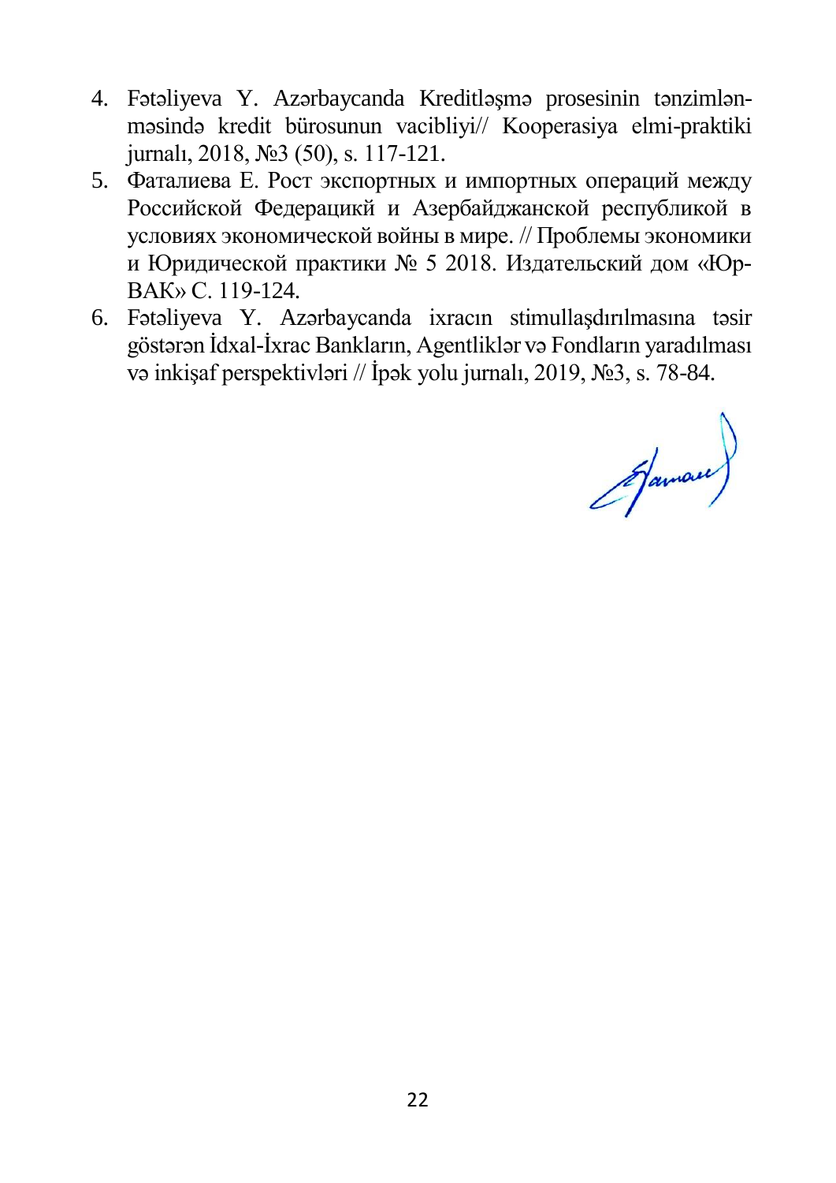4. Fətəliyeva Y. Azərbaycanda Kreditləşmə prosesinin tənzimlənməsində kredit bürosunun vacibliyi// Kooperasiya elmi-praktiki jurnalı, 2018, №3 (50), s. 117-121.
5. Фаталиева Е. Рост экспортных и импортных операций между Российской Федерацикй и Азербайджанской республикой в условиях экономической войны в мире. // Проблемы экономики и Юридической практики № 5 2018. Издательский дом «Юр-ВАК» С. 119-124.
6. Fətəliyeva Y. Azərbaycanda ixracın stimullaşdırılmasına təsir göstərən İdxal-İxrac Bankların, Agentliklər və Fondların yaradılması və inkişaf perspektivləri // İpək yolu jurnalı, 2019, №3, s. 78-84.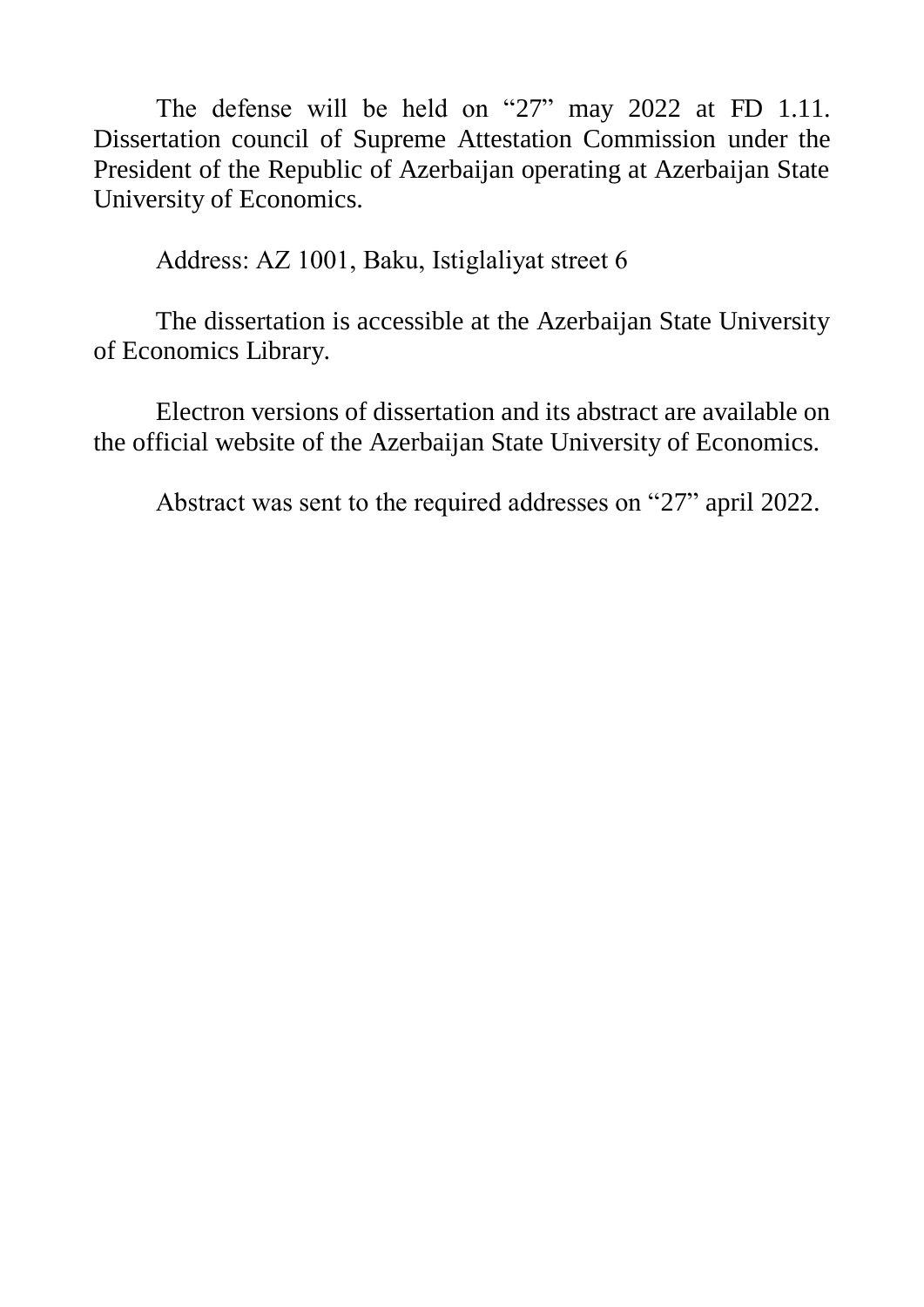The defense will be held on "27" may 2022 at FD 1.11. Dissertation council of Supreme Attestation Commission under the President of the Republic of Azerbaijan operating at Azerbaijan State University of Economics.

Address: AZ 1001, Baku, Istiglaliyat street 6

The dissertation is accessible at the Azerbaijan State University of Economics Library.

Electron versions of dissertation and its abstract are available on the official website of the Azerbaijan State University of Economics.

Abstract was sent to the required addresses on "27" april 2022.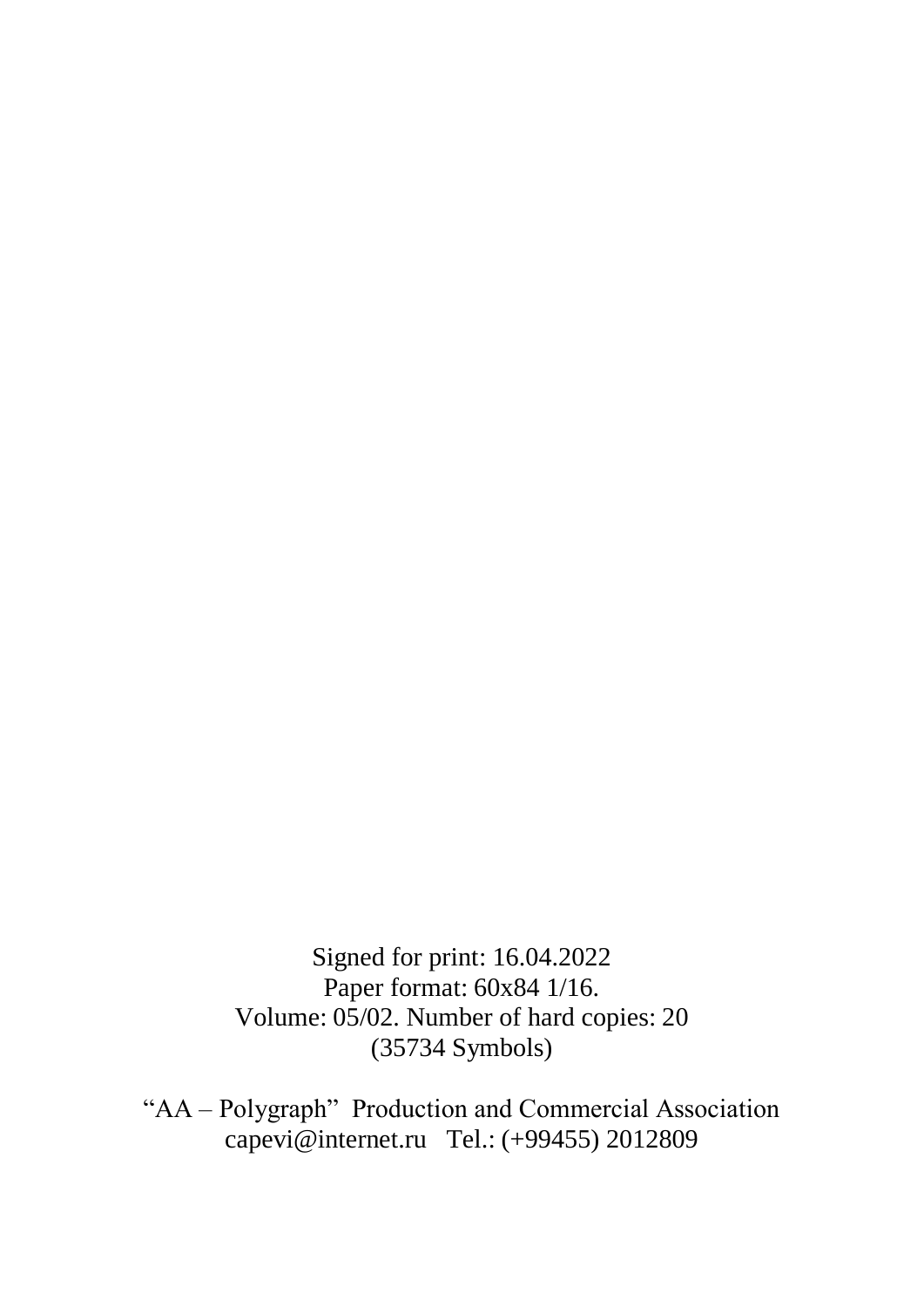Signed for print: 16.04.2022
Paper format: 60x84 1/16.
Volume: 05/02. Number of hard copies: 20
(35734 Symbols)

"AA – Polygraph" Production and Commercial Association
capevi@internet.ru Tel.: (+99455) 2012809